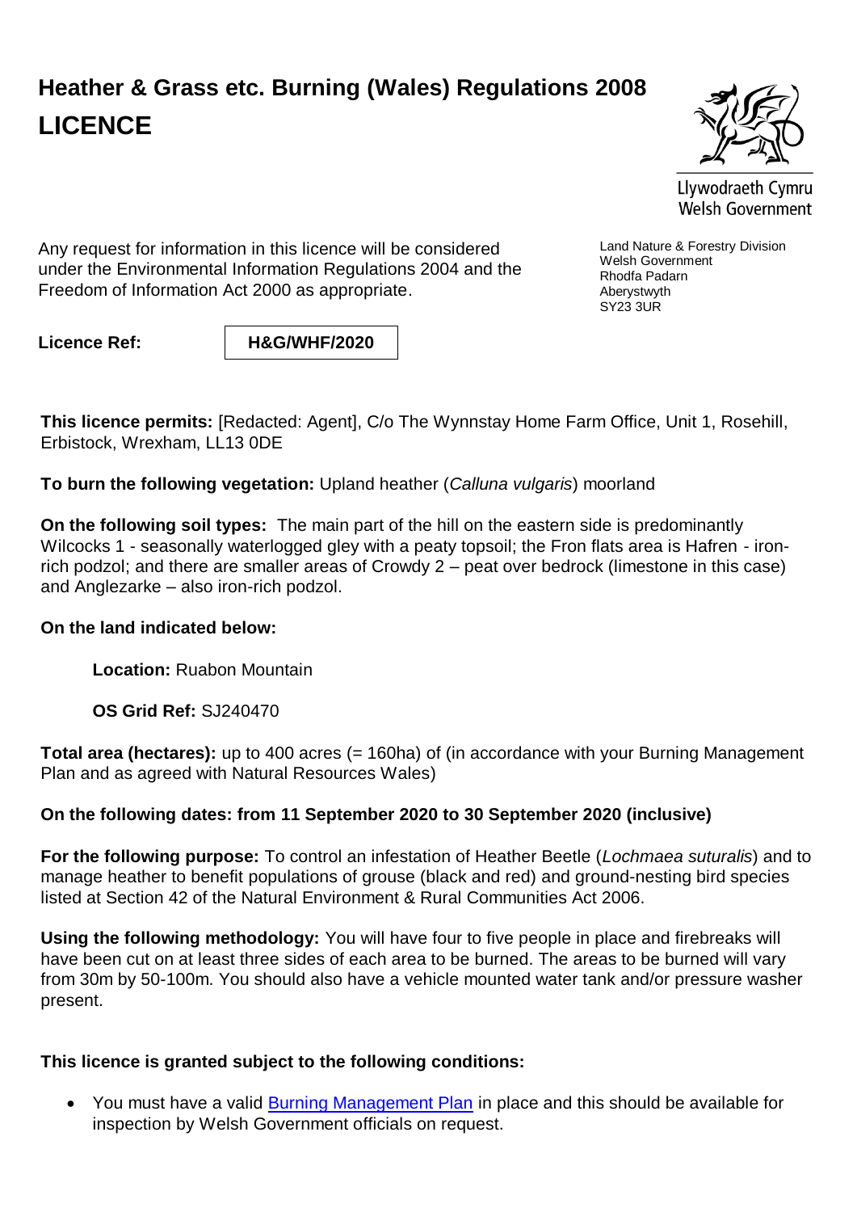# Heather & Grass etc. Burning (Wales) Regulations 2008
# LICENCE

Llywodraeth Cymru
Welsh Government

Any request for information in this licence will be considered under the Environmental Information Regulations 2004 and the Freedom of Information Act 2000 as appropriate.

Land Nature & Forestry Division
Welsh Government
Rhodfa Padarn
Aberystwyth
SY23 3UR

**Licence Ref:** **H&G/WHF/2020**

**This licence permits:** [Redacted: Agent], C/o The Wynnstay Home Farm Office, Unit 1, Rosehill, Erbistock, Wrexham, LL13 0DE

**To burn the following vegetation:** Upland heather (*Calluna vulgaris*) moorland

**On the following soil types:** The main part of the hill on the eastern side is predominantly Wilcocks 1 - seasonally waterlogged gley with a peaty topsoil; the Fron flats area is Hafren - iron-rich podzol; and there are smaller areas of Crowdy 2 – peat over bedrock (limestone in this case) and Anglezarke – also iron-rich podzol.

**On the land indicated below:**

> **Location:** Ruabon Mountain
>
> **OS Grid Ref:** SJ240470

**Total area (hectares):** up to 400 acres (= 160ha) of (in accordance with your Burning Management Plan and as agreed with Natural Resources Wales)

**On the following dates: from 11 September 2020 to 30 September 2020 (inclusive)**

**For the following purpose:** To control an infestation of Heather Beetle (*Lochmaea suturalis*) and to manage heather to benefit populations of grouse (black and red) and ground-nesting bird species listed at Section 42 of the Natural Environment & Rural Communities Act 2006.

**Using the following methodology:** You will have four to five people in place and firebreaks will have been cut on at least three sides of each area to be burned. The areas to be burned will vary from 30m by 50-100m. You should also have a vehicle mounted water tank and/or pressure washer present.

**This licence is granted subject to the following conditions:**

- You must have a valid Burning Management Plan in place and this should be available for inspection by Welsh Government officials on request.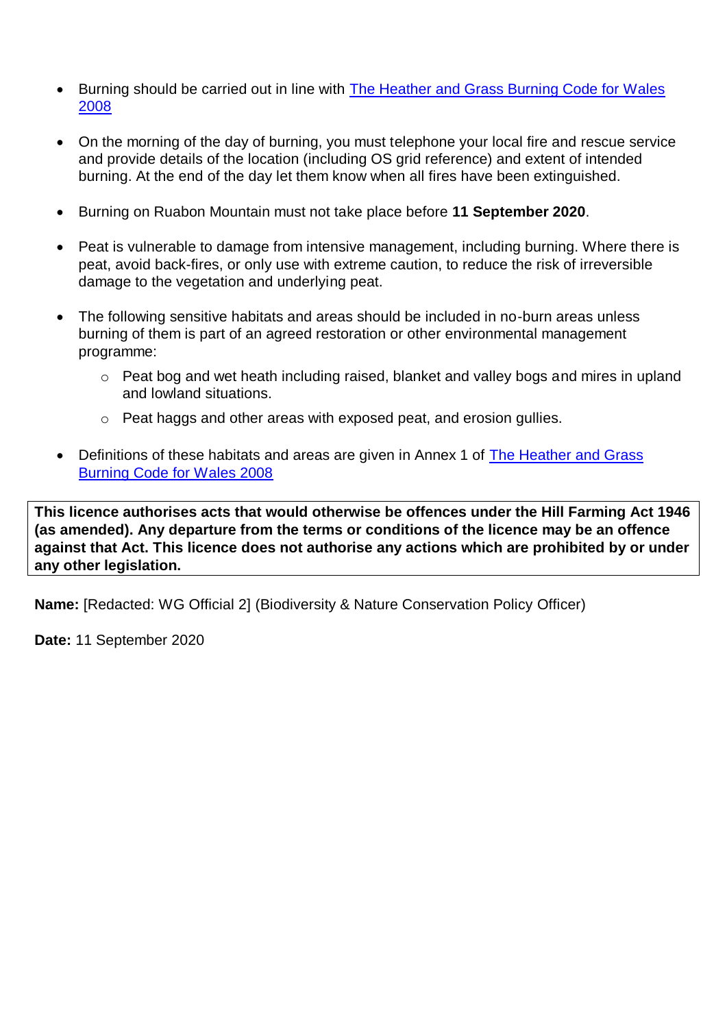- Burning should be carried out in line with The Heather and Grass Burning Code for Wales 2008

- On the morning of the day of burning, you must telephone your local fire and rescue service and provide details of the location (including OS grid reference) and extent of intended burning. At the end of the day let them know when all fires have been extinguished.

- Burning on Ruabon Mountain must not take place before **11 September 2020**.

- Peat is vulnerable to damage from intensive management, including burning. Where there is peat, avoid back-fires, or only use with extreme caution, to reduce the risk of irreversible damage to the vegetation and underlying peat.

- The following sensitive habitats and areas should be included in no-burn areas unless burning of them is part of an agreed restoration or other environmental management programme:

  - Peat bog and wet heath including raised, blanket and valley bogs and mires in upland and lowland situations.

  - Peat haggs and other areas with exposed peat, and erosion gullies.

- Definitions of these habitats and areas are given in Annex 1 of The Heather and Grass Burning Code for Wales 2008

**This licence authorises acts that would otherwise be offences under the Hill Farming Act 1946 (as amended). Any departure from the terms or conditions of the licence may be an offence against that Act. This licence does not authorise any actions which are prohibited by or under any other legislation.**

**Name:** [Redacted: WG Official 2] (Biodiversity & Nature Conservation Policy Officer)

**Date:** 11 September 2020